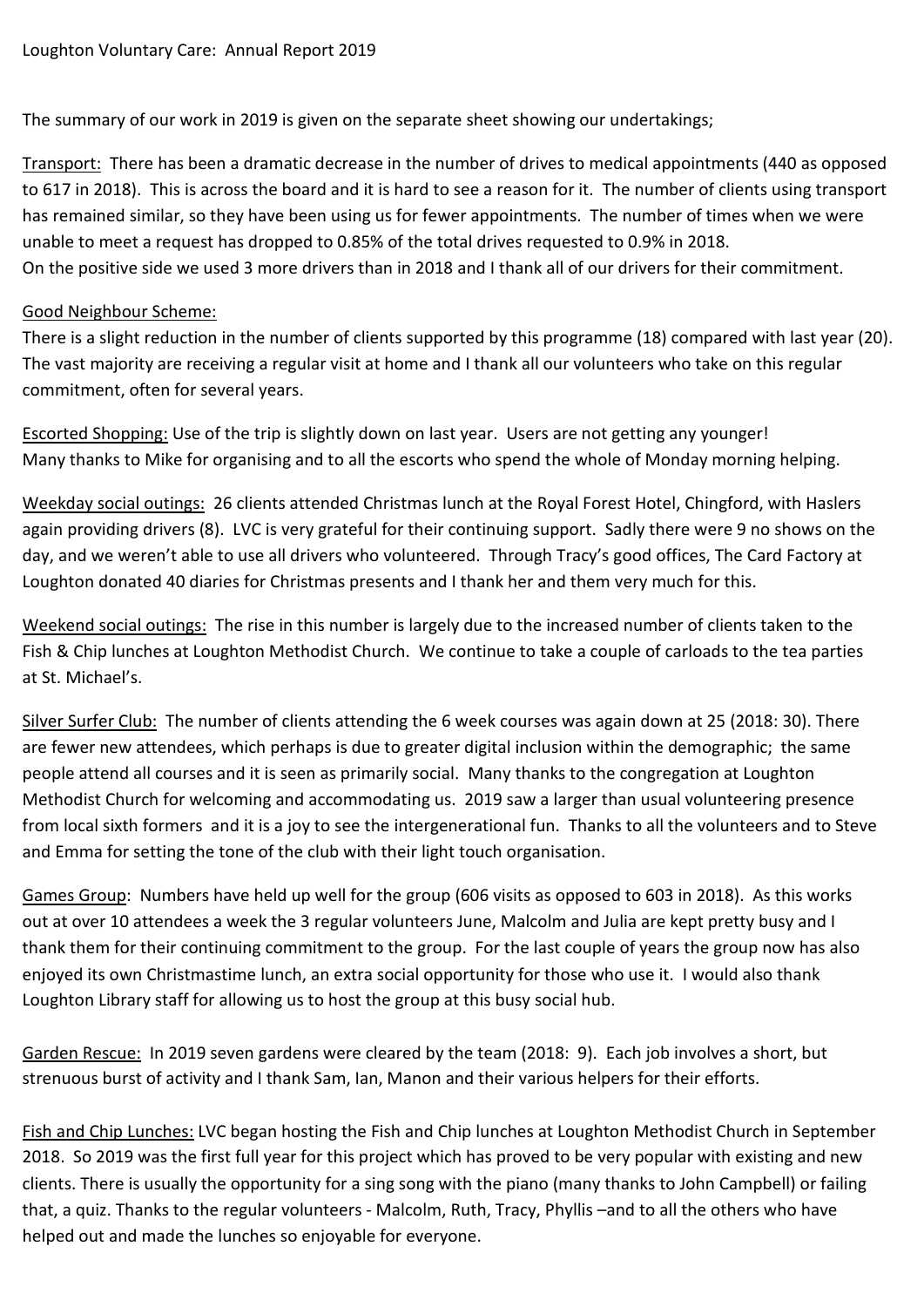Loughton Voluntary Care: Annual Report 2019

The summary of our work in 2019 is given on the separate sheet showing our undertakings;

Transport: There has been a dramatic decrease in the number of drives to medical appointments (440 as opposed to 617 in 2018). This is across the board and it is hard to see a reason for it. The number of clients using transport has remained similar, so they have been using us for fewer appointments. The number of times when we were unable to meet a request has dropped to 0.85% of the total drives requested to 0.9% in 2018.
On the positive side we used 3 more drivers than in 2018 and I thank all of our drivers for their commitment.

Good Neighbour Scheme:
There is a slight reduction in the number of clients supported by this programme (18) compared with last year (20). The vast majority are receiving a regular visit at home and I thank all our volunteers who take on this regular commitment, often for several years.

Escorted Shopping: Use of the trip is slightly down on last year. Users are not getting any younger!
Many thanks to Mike for organising and to all the escorts who spend the whole of Monday morning helping.

Weekday social outings: 26 clients attended Christmas lunch at the Royal Forest Hotel, Chingford, with Haslers again providing drivers (8). LVC is very grateful for their continuing support. Sadly there were 9 no shows on the day, and we weren't able to use all drivers who volunteered. Through Tracy's good offices, The Card Factory at Loughton donated 40 diaries for Christmas presents and I thank her and them very much for this.

Weekend social outings: The rise in this number is largely due to the increased number of clients taken to the Fish & Chip lunches at Loughton Methodist Church. We continue to take a couple of carloads to the tea parties at St. Michael's.

Silver Surfer Club: The number of clients attending the 6 week courses was again down at 25 (2018: 30). There are fewer new attendees, which perhaps is due to greater digital inclusion within the demographic; the same people attend all courses and it is seen as primarily social. Many thanks to the congregation at Loughton Methodist Church for welcoming and accommodating us. 2019 saw a larger than usual volunteering presence from local sixth formers and it is a joy to see the intergenerational fun. Thanks to all the volunteers and to Steve and Emma for setting the tone of the club with their light touch organisation.

Games Group: Numbers have held up well for the group (606 visits as opposed to 603 in 2018). As this works out at over 10 attendees a week the 3 regular volunteers June, Malcolm and Julia are kept pretty busy and I thank them for their continuing commitment to the group. For the last couple of years the group now has also enjoyed its own Christmastime lunch, an extra social opportunity for those who use it. I would also thank Loughton Library staff for allowing us to host the group at this busy social hub.

Garden Rescue: In 2019 seven gardens were cleared by the team (2018: 9). Each job involves a short, but strenuous burst of activity and I thank Sam, Ian, Manon and their various helpers for their efforts.

Fish and Chip Lunches: LVC began hosting the Fish and Chip lunches at Loughton Methodist Church in September 2018. So 2019 was the first full year for this project which has proved to be very popular with existing and new clients. There is usually the opportunity for a sing song with the piano (many thanks to John Campbell) or failing that, a quiz. Thanks to the regular volunteers - Malcolm, Ruth, Tracy, Phyllis –and to all the others who have helped out and made the lunches so enjoyable for everyone.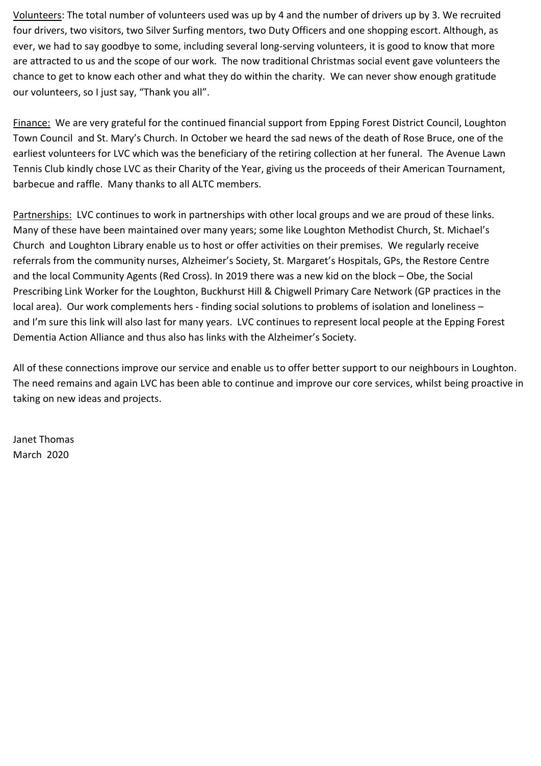Volunteers: The total number of volunteers used was up by 4 and the number of drivers up by 3. We recruited four drivers, two visitors, two Silver Surfing mentors, two Duty Officers and one shopping escort. Although, as ever, we had to say goodbye to some, including several long-serving volunteers, it is good to know that more are attracted to us and the scope of our work. The now traditional Christmas social event gave volunteers the chance to get to know each other and what they do within the charity. We can never show enough gratitude our volunteers, so I just say, "Thank you all".

Finance: We are very grateful for the continued financial support from Epping Forest District Council, Loughton Town Council and St. Mary's Church. In October we heard the sad news of the death of Rose Bruce, one of the earliest volunteers for LVC which was the beneficiary of the retiring collection at her funeral. The Avenue Lawn Tennis Club kindly chose LVC as their Charity of the Year, giving us the proceeds of their American Tournament, barbecue and raffle. Many thanks to all ALTC members.

Partnerships: LVC continues to work in partnerships with other local groups and we are proud of these links. Many of these have been maintained over many years; some like Loughton Methodist Church, St. Michael's Church and Loughton Library enable us to host or offer activities on their premises. We regularly receive referrals from the community nurses, Alzheimer's Society, St. Margaret's Hospitals, GPs, the Restore Centre and the local Community Agents (Red Cross). In 2019 there was a new kid on the block – Obe, the Social Prescribing Link Worker for the Loughton, Buckhurst Hill & Chigwell Primary Care Network (GP practices in the local area). Our work complements hers - finding social solutions to problems of isolation and loneliness – and I'm sure this link will also last for many years. LVC continues to represent local people at the Epping Forest Dementia Action Alliance and thus also has links with the Alzheimer's Society.

All of these connections improve our service and enable us to offer better support to our neighbours in Loughton. The need remains and again LVC has been able to continue and improve our core services, whilst being proactive in taking on new ideas and projects.

Janet Thomas
March 2020